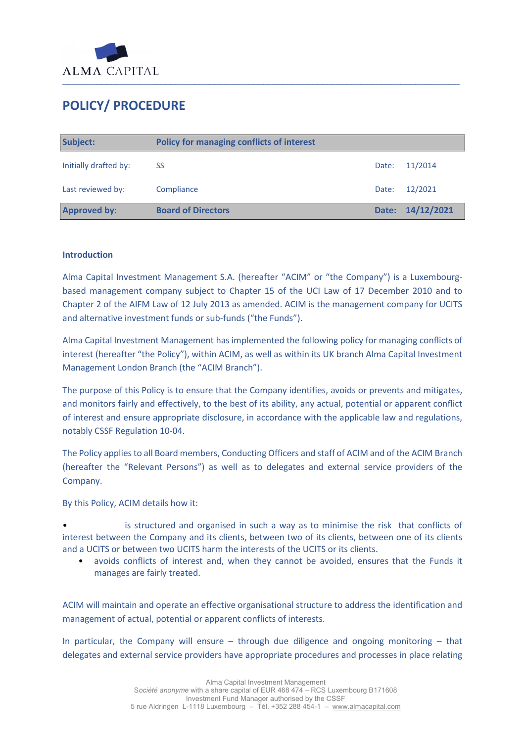ALMA CAPITAL

# POLICY/ PROCEDURE

| **Subject:** | **Policy for managing conflicts of interest** | | |
|---|---|---|---|
| Initially drafted by: | SS | Date: | 11/2014 |
| Last reviewed by: | Compliance | Date: | 12/2021 |
| **Approved by:** | **Board of Directors** | **Date:** | **14/12/2021** |

**Introduction**

Alma Capital Investment Management S.A. (hereafter "ACIM" or "the Company") is a Luxembourg-based management company subject to Chapter 15 of the UCI Law of 17 December 2010 and to Chapter 2 of the AIFM Law of 12 July 2013 as amended. ACIM is the management company for UCITS and alternative investment funds or sub-funds ("the Funds").

Alma Capital Investment Management has implemented the following policy for managing conflicts of interest (hereafter "the Policy"), within ACIM, as well as within its UK branch Alma Capital Investment Management London Branch (the "ACIM Branch").

The purpose of this Policy is to ensure that the Company identifies, avoids or prevents and mitigates, and monitors fairly and effectively, to the best of its ability, any actual, potential or apparent conflict of interest and ensure appropriate disclosure, in accordance with the applicable law and regulations, notably CSSF Regulation 10-04.

The Policy applies to all Board members, Conducting Officers and staff of ACIM and of the ACIM Branch (hereafter the "Relevant Persons") as well as to delegates and external service providers of the Company.

By this Policy, ACIM details how it:

- is structured and organised in such a way as to minimise the risk that conflicts of interest between the Company and its clients, between two of its clients, between one of its clients and a UCITS or between two UCITS harm the interests of the UCITS or its clients.
- avoids conflicts of interest and, when they cannot be avoided, ensures that the Funds it manages are fairly treated.

ACIM will maintain and operate an effective organisational structure to address the identification and management of actual, potential or apparent conflicts of interests.

In particular, the Company will ensure – through due diligence and ongoing monitoring – that delegates and external service providers have appropriate procedures and processes in place relating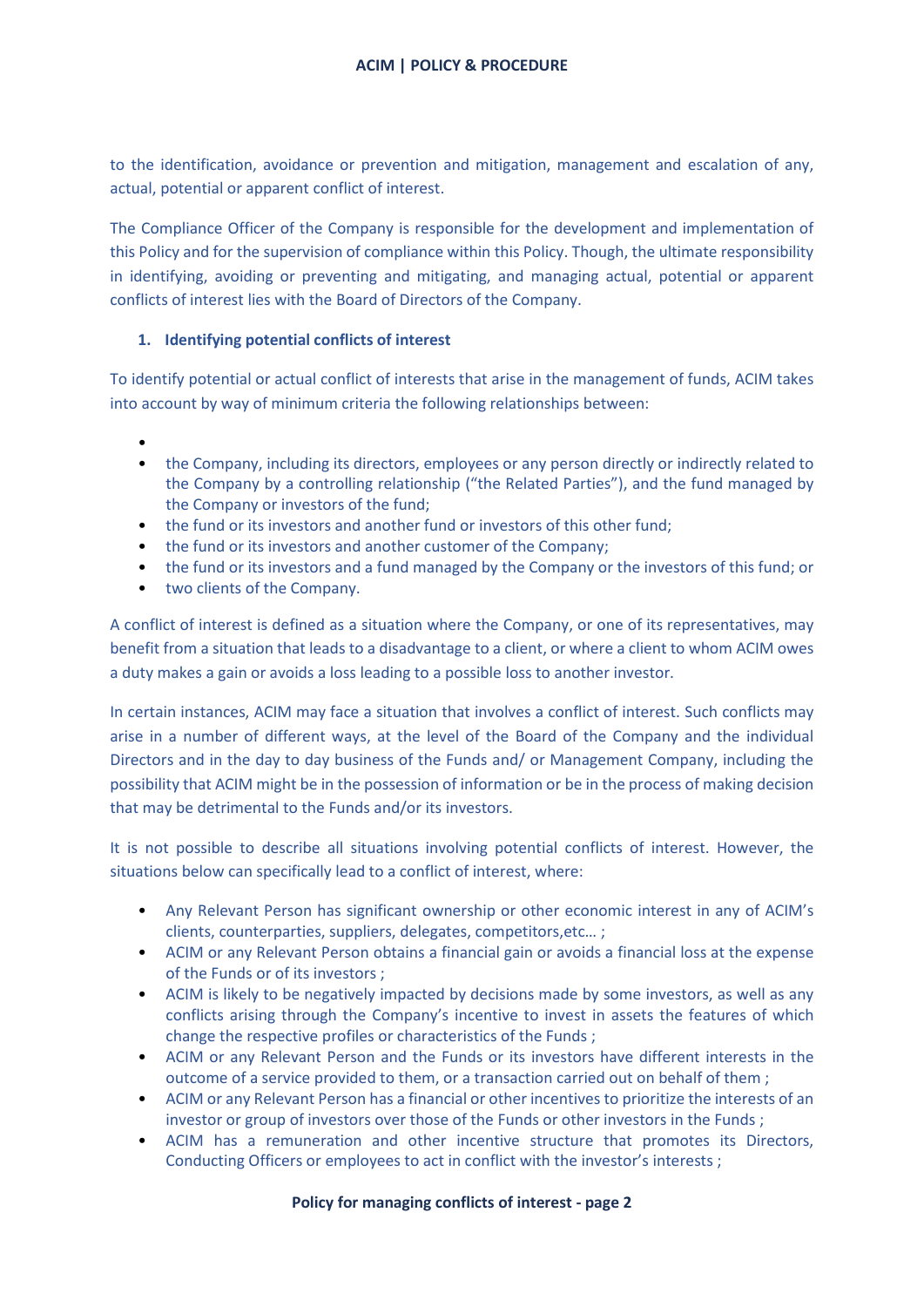to the identification, avoidance or prevention and mitigation, management and escalation of any, actual, potential or apparent conflict of interest.

The Compliance Officer of the Company is responsible for the development and implementation of this Policy and for the supervision of compliance within this Policy. Though, the ultimate responsibility in identifying, avoiding or preventing and mitigating, and managing actual, potential or apparent conflicts of interest lies with the Board of Directors of the Company.

## 1. Identifying potential conflicts of interest

To identify potential or actual conflict of interests that arise in the management of funds, ACIM takes into account by way of minimum criteria the following relationships between:

- 
- the Company, including its directors, employees or any person directly or indirectly related to the Company by a controlling relationship ("the Related Parties"), and the fund managed by the Company or investors of the fund;
- the fund or its investors and another fund or investors of this other fund;
- the fund or its investors and another customer of the Company;
- the fund or its investors and a fund managed by the Company or the investors of this fund; or
- two clients of the Company.

A conflict of interest is defined as a situation where the Company, or one of its representatives, may benefit from a situation that leads to a disadvantage to a client, or where a client to whom ACIM owes a duty makes a gain or avoids a loss leading to a possible loss to another investor.

In certain instances, ACIM may face a situation that involves a conflict of interest. Such conflicts may arise in a number of different ways, at the level of the Board of the Company and the individual Directors and in the day to day business of the Funds and/ or Management Company, including the possibility that ACIM might be in the possession of information or be in the process of making decision that may be detrimental to the Funds and/or its investors.

It is not possible to describe all situations involving potential conflicts of interest. However, the situations below can specifically lead to a conflict of interest, where:

- Any Relevant Person has significant ownership or other economic interest in any of ACIM's clients, counterparties, suppliers, delegates, competitors,etc… ;
- ACIM or any Relevant Person obtains a financial gain or avoids a financial loss at the expense of the Funds or of its investors ;
- ACIM is likely to be negatively impacted by decisions made by some investors, as well as any conflicts arising through the Company's incentive to invest in assets the features of which change the respective profiles or characteristics of the Funds ;
- ACIM or any Relevant Person and the Funds or its investors have different interests in the outcome of a service provided to them, or a transaction carried out on behalf of them ;
- ACIM or any Relevant Person has a financial or other incentives to prioritize the interests of an investor or group of investors over those of the Funds or other investors in the Funds ;
- ACIM has a remuneration and other incentive structure that promotes its Directors, Conducting Officers or employees to act in conflict with the investor's interests ;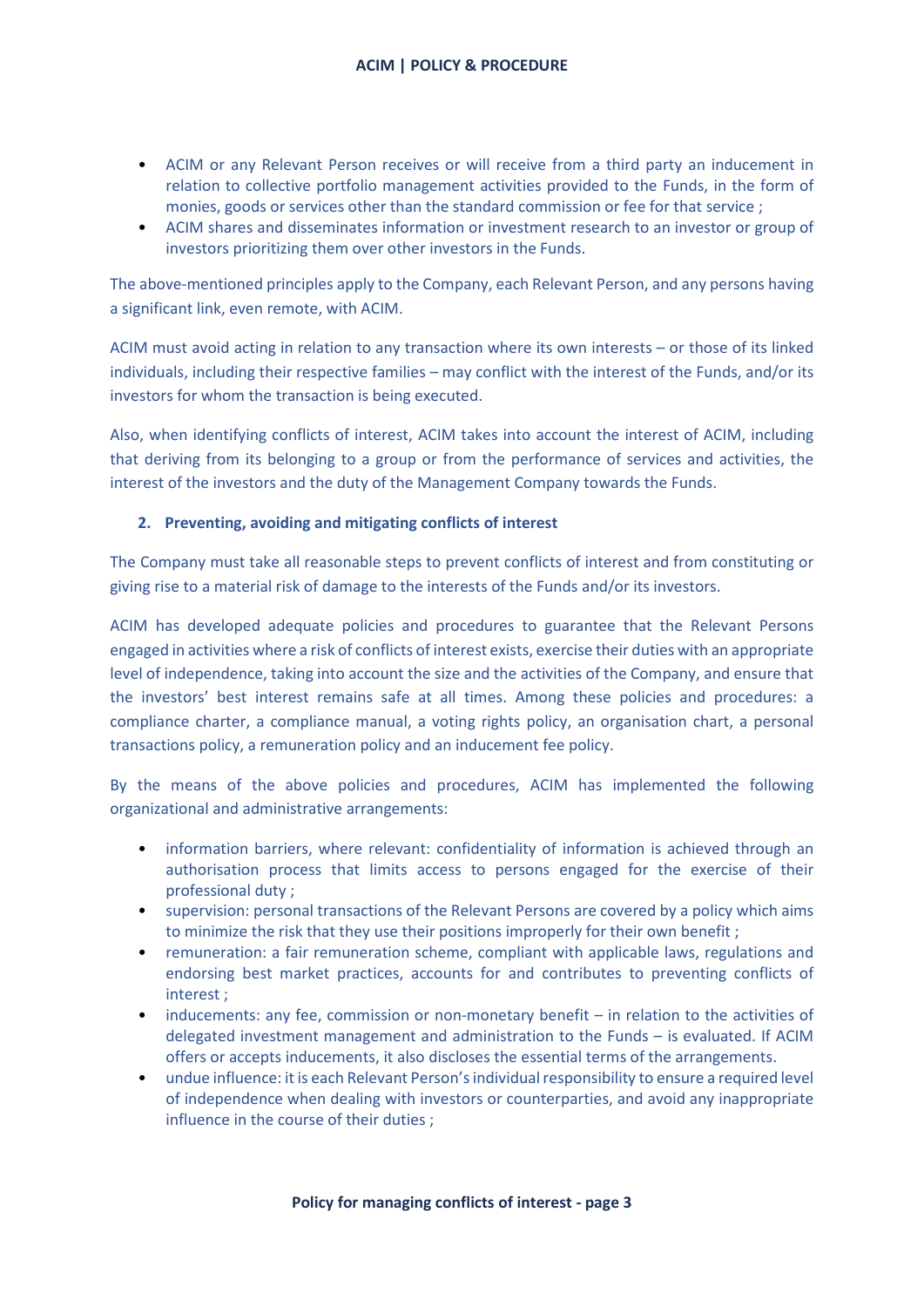- ACIM or any Relevant Person receives or will receive from a third party an inducement in relation to collective portfolio management activities provided to the Funds, in the form of monies, goods or services other than the standard commission or fee for that service ;
- ACIM shares and disseminates information or investment research to an investor or group of investors prioritizing them over other investors in the Funds.

The above-mentioned principles apply to the Company, each Relevant Person, and any persons having a significant link, even remote, with ACIM.

ACIM must avoid acting in relation to any transaction where its own interests – or those of its linked individuals, including their respective families – may conflict with the interest of the Funds, and/or its investors for whom the transaction is being executed.

Also, when identifying conflicts of interest, ACIM takes into account the interest of ACIM, including that deriving from its belonging to a group or from the performance of services and activities, the interest of the investors and the duty of the Management Company towards the Funds.

## 2. Preventing, avoiding and mitigating conflicts of interest

The Company must take all reasonable steps to prevent conflicts of interest and from constituting or giving rise to a material risk of damage to the interests of the Funds and/or its investors.

ACIM has developed adequate policies and procedures to guarantee that the Relevant Persons engaged in activities where a risk of conflicts of interest exists, exercise their duties with an appropriate level of independence, taking into account the size and the activities of the Company, and ensure that the investors' best interest remains safe at all times. Among these policies and procedures: a compliance charter, a compliance manual, a voting rights policy, an organisation chart, a personal transactions policy, a remuneration policy and an inducement fee policy.

By the means of the above policies and procedures, ACIM has implemented the following organizational and administrative arrangements:

- information barriers, where relevant: confidentiality of information is achieved through an authorisation process that limits access to persons engaged for the exercise of their professional duty ;
- supervision: personal transactions of the Relevant Persons are covered by a policy which aims to minimize the risk that they use their positions improperly for their own benefit ;
- remuneration: a fair remuneration scheme, compliant with applicable laws, regulations and endorsing best market practices, accounts for and contributes to preventing conflicts of interest ;
- inducements: any fee, commission or non-monetary benefit – in relation to the activities of delegated investment management and administration to the Funds – is evaluated. If ACIM offers or accepts inducements, it also discloses the essential terms of the arrangements.
- undue influence: it is each Relevant Person's individual responsibility to ensure a required level of independence when dealing with investors or counterparties, and avoid any inappropriate influence in the course of their duties ;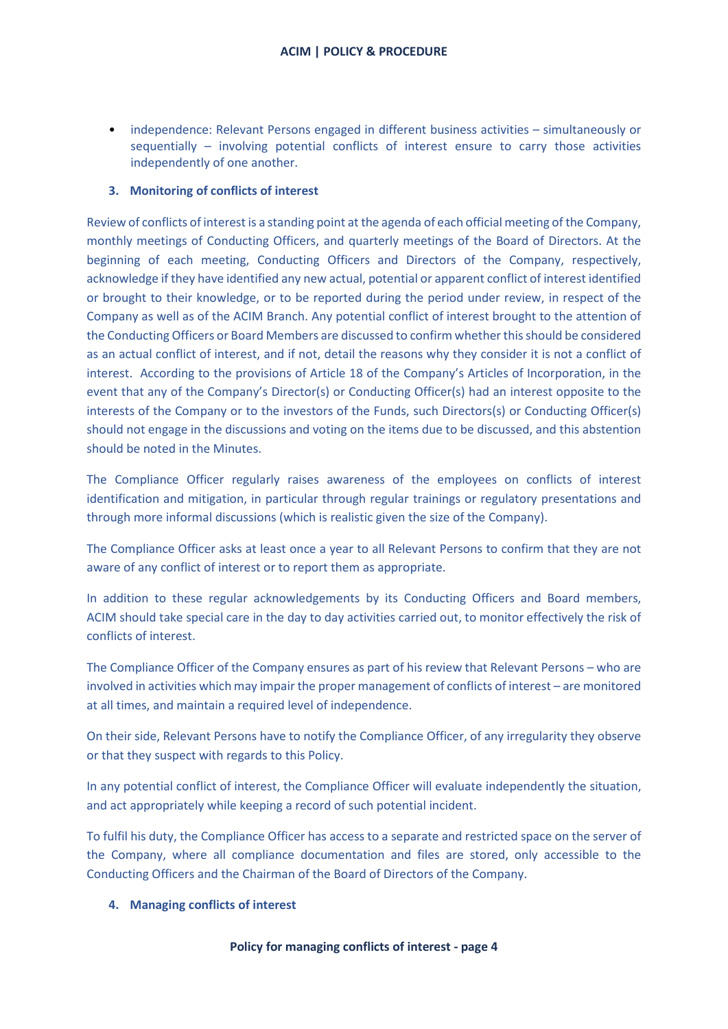- independence: Relevant Persons engaged in different business activities – simultaneously or sequentially – involving potential conflicts of interest ensure to carry those activities independently of one another.

### 3. Monitoring of conflicts of interest

Review of conflicts of interest is a standing point at the agenda of each official meeting of the Company, monthly meetings of Conducting Officers, and quarterly meetings of the Board of Directors. At the beginning of each meeting, Conducting Officers and Directors of the Company, respectively, acknowledge if they have identified any new actual, potential or apparent conflict of interest identified or brought to their knowledge, or to be reported during the period under review, in respect of the Company as well as of the ACIM Branch. Any potential conflict of interest brought to the attention of the Conducting Officers or Board Members are discussed to confirm whether this should be considered as an actual conflict of interest, and if not, detail the reasons why they consider it is not a conflict of interest. According to the provisions of Article 18 of the Company's Articles of Incorporation, in the event that any of the Company's Director(s) or Conducting Officer(s) had an interest opposite to the interests of the Company or to the investors of the Funds, such Directors(s) or Conducting Officer(s) should not engage in the discussions and voting on the items due to be discussed, and this abstention should be noted in the Minutes.

The Compliance Officer regularly raises awareness of the employees on conflicts of interest identification and mitigation, in particular through regular trainings or regulatory presentations and through more informal discussions (which is realistic given the size of the Company).

The Compliance Officer asks at least once a year to all Relevant Persons to confirm that they are not aware of any conflict of interest or to report them as appropriate.

In addition to these regular acknowledgements by its Conducting Officers and Board members, ACIM should take special care in the day to day activities carried out, to monitor effectively the risk of conflicts of interest.

The Compliance Officer of the Company ensures as part of his review that Relevant Persons – who are involved in activities which may impair the proper management of conflicts of interest – are monitored at all times, and maintain a required level of independence.

On their side, Relevant Persons have to notify the Compliance Officer, of any irregularity they observe or that they suspect with regards to this Policy.

In any potential conflict of interest, the Compliance Officer will evaluate independently the situation, and act appropriately while keeping a record of such potential incident.

To fulfil his duty, the Compliance Officer has access to a separate and restricted space on the server of the Company, where all compliance documentation and files are stored, only accessible to the Conducting Officers and the Chairman of the Board of Directors of the Company.

### 4. Managing conflicts of interest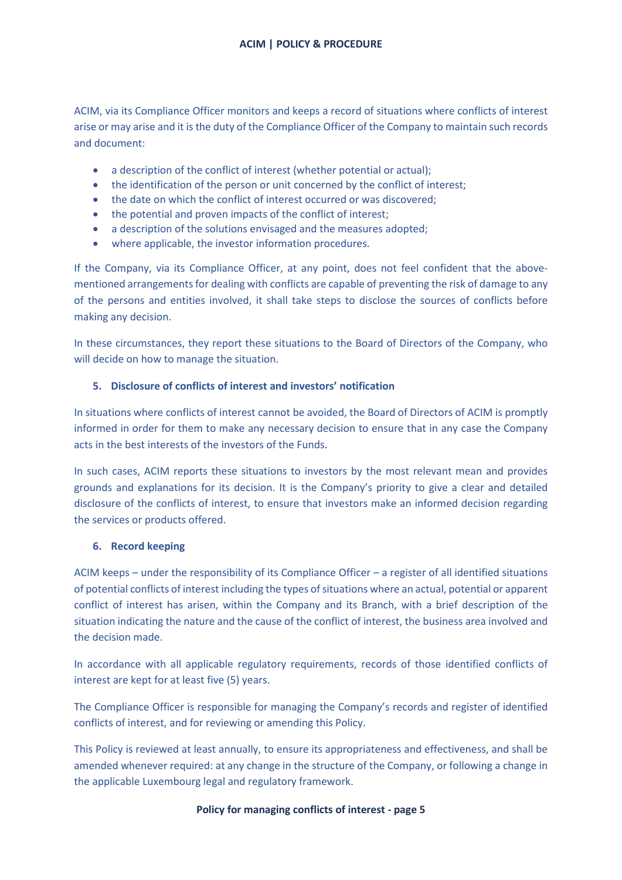ACIM, via its Compliance Officer monitors and keeps a record of situations where conflicts of interest arise or may arise and it is the duty of the Compliance Officer of the Company to maintain such records and document:

- a description of the conflict of interest (whether potential or actual);
- the identification of the person or unit concerned by the conflict of interest;
- the date on which the conflict of interest occurred or was discovered;
- the potential and proven impacts of the conflict of interest;
- a description of the solutions envisaged and the measures adopted;
- where applicable, the investor information procedures.

If the Company, via its Compliance Officer, at any point, does not feel confident that the above-mentioned arrangements for dealing with conflicts are capable of preventing the risk of damage to any of the persons and entities involved, it shall take steps to disclose the sources of conflicts before making any decision.

In these circumstances, they report these situations to the Board of Directors of the Company, who will decide on how to manage the situation.

## 5. Disclosure of conflicts of interest and investors' notification

In situations where conflicts of interest cannot be avoided, the Board of Directors of ACIM is promptly informed in order for them to make any necessary decision to ensure that in any case the Company acts in the best interests of the investors of the Funds.

In such cases, ACIM reports these situations to investors by the most relevant mean and provides grounds and explanations for its decision. It is the Company's priority to give a clear and detailed disclosure of the conflicts of interest, to ensure that investors make an informed decision regarding the services or products offered.

## 6. Record keeping

ACIM keeps – under the responsibility of its Compliance Officer – a register of all identified situations of potential conflicts of interest including the types of situations where an actual, potential or apparent conflict of interest has arisen, within the Company and its Branch, with a brief description of the situation indicating the nature and the cause of the conflict of interest, the business area involved and the decision made.

In accordance with all applicable regulatory requirements, records of those identified conflicts of interest are kept for at least five (5) years.

The Compliance Officer is responsible for managing the Company's records and register of identified conflicts of interest, and for reviewing or amending this Policy.

This Policy is reviewed at least annually, to ensure its appropriateness and effectiveness, and shall be amended whenever required: at any change in the structure of the Company, or following a change in the applicable Luxembourg legal and regulatory framework.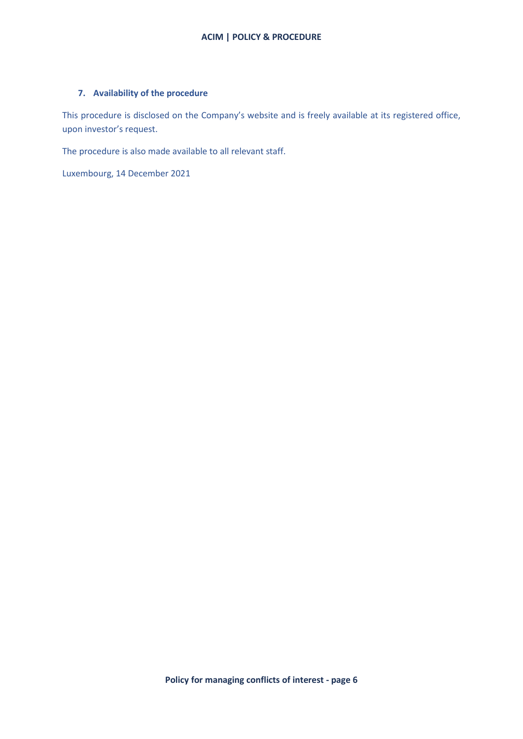## 7. Availability of the procedure

This procedure is disclosed on the Company's website and is freely available at its registered office, upon investor's request.

The procedure is also made available to all relevant staff.

Luxembourg, 14 December 2021